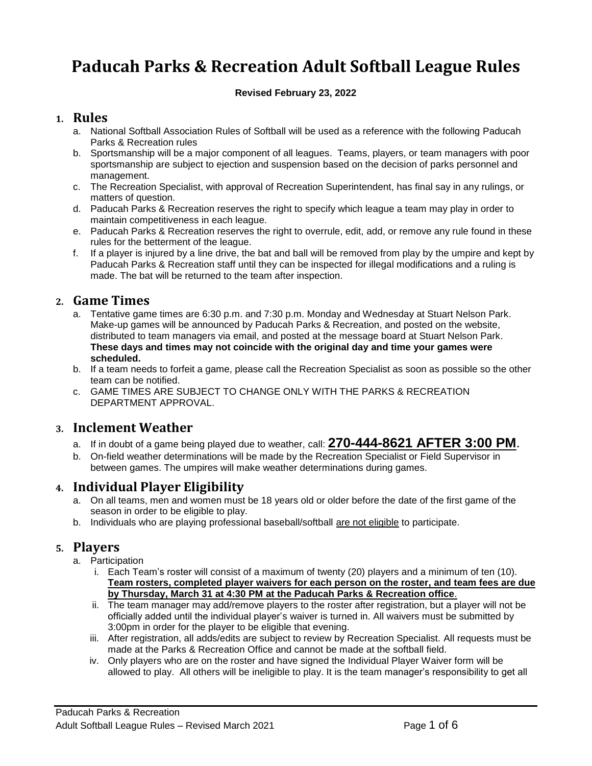# Paducah Parks & Recreation Adult Softball League Rules

**Revised February 23, 2022**

## 1. Rules

a. National Softball Association Rules of Softball will be used as a reference with the following Paducah Parks & Recreation rules
b. Sportsmanship will be a major component of all leagues. Teams, players, or team managers with poor sportsmanship are subject to ejection and suspension based on the decision of parks personnel and management.
c. The Recreation Specialist, with approval of Recreation Superintendent, has final say in any rulings, or matters of question.
d. Paducah Parks & Recreation reserves the right to specify which league a team may play in order to maintain competitiveness in each league.
e. Paducah Parks & Recreation reserves the right to overrule, edit, add, or remove any rule found in these rules for the betterment of the league.
f. If a player is injured by a line drive, the bat and ball will be removed from play by the umpire and kept by Paducah Parks & Recreation staff until they can be inspected for illegal modifications and a ruling is made. The bat will be returned to the team after inspection.

## 2. Game Times

a. Tentative game times are 6:30 p.m. and 7:30 p.m. Monday and Wednesday at Stuart Nelson Park. Make-up games will be announced by Paducah Parks & Recreation, and posted on the website, distributed to team managers via email, and posted at the message board at Stuart Nelson Park. **These days and times may not coincide with the original day and time your games were scheduled.**
b. If a team needs to forfeit a game, please call the Recreation Specialist as soon as possible so the other team can be notified.
c. GAME TIMES ARE SUBJECT TO CHANGE ONLY WITH THE PARKS & RECREATION DEPARTMENT APPROVAL.

## 3. Inclement Weather

a. If in doubt of a game being played due to weather, call: **270-444-8621 AFTER 3:00 PM**.
b. On-field weather determinations will be made by the Recreation Specialist or Field Supervisor in between games. The umpires will make weather determinations during games.

## 4. Individual Player Eligibility

a. On all teams, men and women must be 18 years old or older before the date of the first game of the season in order to be eligible to play.
b. Individuals who are playing professional baseball/softball are not eligible to participate.

## 5. Players

a. Participation
   i. Each Team's roster will consist of a maximum of twenty (20) players and a minimum of ten (10). **Team rosters, completed player waivers for each person on the roster, and team fees are due by Thursday, March 31 at 4:30 PM at the Paducah Parks & Recreation office**.
   ii. The team manager may add/remove players to the roster after registration, but a player will not be officially added until the individual player's waiver is turned in. All waivers must be submitted by 3:00pm in order for the player to be eligible that evening.
   iii. After registration, all adds/edits are subject to review by Recreation Specialist. All requests must be made at the Parks & Recreation Office and cannot be made at the softball field.
   iv. Only players who are on the roster and have signed the Individual Player Waiver form will be allowed to play. All others will be ineligible to play. It is the team manager's responsibility to get all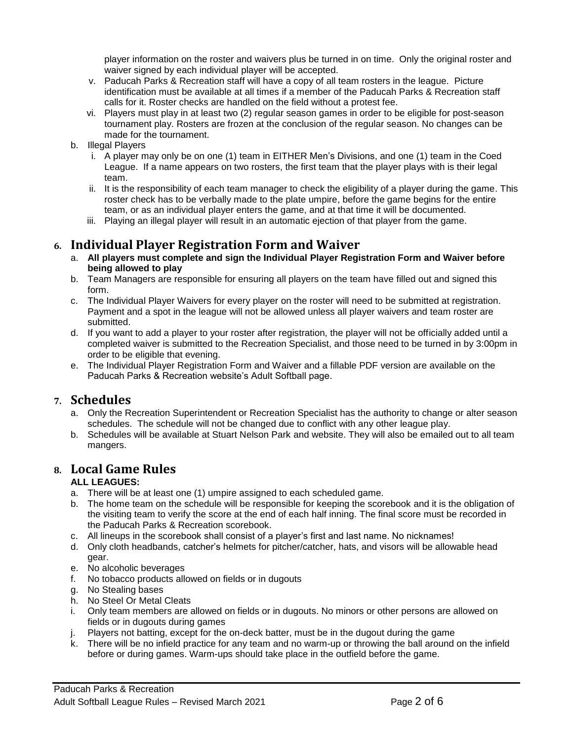player information on the roster and waivers plus be turned in on time. Only the original roster and waiver signed by each individual player will be accepted.

v. Paducah Parks & Recreation staff will have a copy of all team rosters in the league. Picture identification must be available at all times if a member of the Paducah Parks & Recreation staff calls for it. Roster checks are handled on the field without a protest fee.

vi. Players must play in at least two (2) regular season games in order to be eligible for post-season tournament play. Rosters are frozen at the conclusion of the regular season. No changes can be made for the tournament.

b. Illegal Players

   i. A player may only be on one (1) team in EITHER Men's Divisions, and one (1) team in the Coed League. If a name appears on two rosters, the first team that the player plays with is their legal team.
   
   ii. It is the responsibility of each team manager to check the eligibility of a player during the game. This roster check has to be verbally made to the plate umpire, before the game begins for the entire team, or as an individual player enters the game, and at that time it will be documented.
   
   iii. Playing an illegal player will result in an automatic ejection of that player from the game.

## 6. Individual Player Registration Form and Waiver

a. **All players must complete and sign the Individual Player Registration Form and Waiver before being allowed to play**

b. Team Managers are responsible for ensuring all players on the team have filled out and signed this form.

c. The Individual Player Waivers for every player on the roster will need to be submitted at registration. Payment and a spot in the league will not be allowed unless all player waivers and team roster are submitted.

d. If you want to add a player to your roster after registration, the player will not be officially added until a completed waiver is submitted to the Recreation Specialist, and those need to be turned in by 3:00pm in order to be eligible that evening.

e. The Individual Player Registration Form and Waiver and a fillable PDF version are available on the Paducah Parks & Recreation website's Adult Softball page.

## 7. Schedules

a. Only the Recreation Superintendent or Recreation Specialist has the authority to change or alter season schedules. The schedule will not be changed due to conflict with any other league play.

b. Schedules will be available at Stuart Nelson Park and website. They will also be emailed out to all team mangers.

## 8. Local Game Rules

**ALL LEAGUES:**

a. There will be at least one (1) umpire assigned to each scheduled game.

b. The home team on the schedule will be responsible for keeping the scorebook and it is the obligation of the visiting team to verify the score at the end of each half inning. The final score must be recorded in the Paducah Parks & Recreation scorebook.

c. All lineups in the scorebook shall consist of a player's first and last name. No nicknames!

d. Only cloth headbands, catcher's helmets for pitcher/catcher, hats, and visors will be allowable head gear.

e. No alcoholic beverages

f. No tobacco products allowed on fields or in dugouts

g. No Stealing bases

h. No Steel Or Metal Cleats

i. Only team members are allowed on fields or in dugouts. No minors or other persons are allowed on fields or in dugouts during games

j. Players not batting, except for the on-deck batter, must be in the dugout during the game

k. There will be no infield practice for any team and no warm-up or throwing the ball around on the infield before or during games. Warm-ups should take place in the outfield before the game.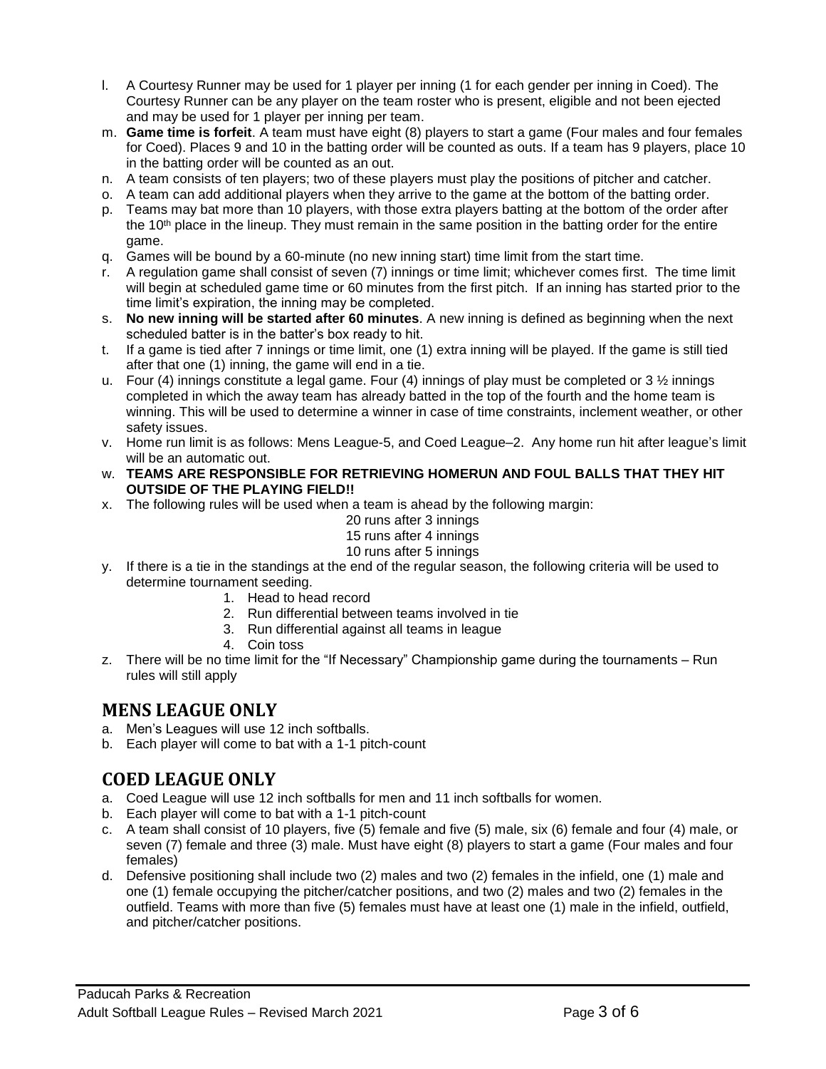l. A Courtesy Runner may be used for 1 player per inning (1 for each gender per inning in Coed). The Courtesy Runner can be any player on the team roster who is present, eligible and not been ejected and may be used for 1 player per inning per team.
m. **Game time is forfeit**. A team must have eight (8) players to start a game (Four males and four females for Coed). Places 9 and 10 in the batting order will be counted as outs. If a team has 9 players, place 10 in the batting order will be counted as an out.
n. A team consists of ten players; two of these players must play the positions of pitcher and catcher.
o. A team can add additional players when they arrive to the game at the bottom of the batting order.
p. Teams may bat more than 10 players, with those extra players batting at the bottom of the order after the 10th place in the lineup. They must remain in the same position in the batting order for the entire game.
q. Games will be bound by a 60-minute (no new inning start) time limit from the start time.
r. A regulation game shall consist of seven (7) innings or time limit; whichever comes first. The time limit will begin at scheduled game time or 60 minutes from the first pitch. If an inning has started prior to the time limit's expiration, the inning may be completed.
s. **No new inning will be started after 60 minutes**. A new inning is defined as beginning when the next scheduled batter is in the batter's box ready to hit.
t. If a game is tied after 7 innings or time limit, one (1) extra inning will be played. If the game is still tied after that one (1) inning, the game will end in a tie.
u. Four (4) innings constitute a legal game. Four (4) innings of play must be completed or 3 ½ innings completed in which the away team has already batted in the top of the fourth and the home team is winning. This will be used to determine a winner in case of time constraints, inclement weather, or other safety issues.
v. Home run limit is as follows: Mens League-5, and Coed League–2. Any home run hit after league's limit will be an automatic out.
w. **TEAMS ARE RESPONSIBLE FOR RETRIEVING HOMERUN AND FOUL BALLS THAT THEY HIT OUTSIDE OF THE PLAYING FIELD!!**
x. The following rules will be used when a team is ahead by the following margin:

   20 runs after 3 innings
   15 runs after 4 innings
   10 runs after 5 innings

y. If there is a tie in the standings at the end of the regular season, the following criteria will be used to determine tournament seeding.
   1. Head to head record
   2. Run differential between teams involved in tie
   3. Run differential against all teams in league
   4. Coin toss
z. There will be no time limit for the "If Necessary" Championship game during the tournaments – Run rules will still apply

## MENS LEAGUE ONLY

a. Men's Leagues will use 12 inch softballs.
b. Each player will come to bat with a 1-1 pitch-count

## COED LEAGUE ONLY

a. Coed League will use 12 inch softballs for men and 11 inch softballs for women.
b. Each player will come to bat with a 1-1 pitch-count
c. A team shall consist of 10 players, five (5) female and five (5) male, six (6) female and four (4) male, or seven (7) female and three (3) male. Must have eight (8) players to start a game (Four males and four females)
d. Defensive positioning shall include two (2) males and two (2) females in the infield, one (1) male and one (1) female occupying the pitcher/catcher positions, and two (2) males and two (2) females in the outfield. Teams with more than five (5) females must have at least one (1) male in the infield, outfield, and pitcher/catcher positions.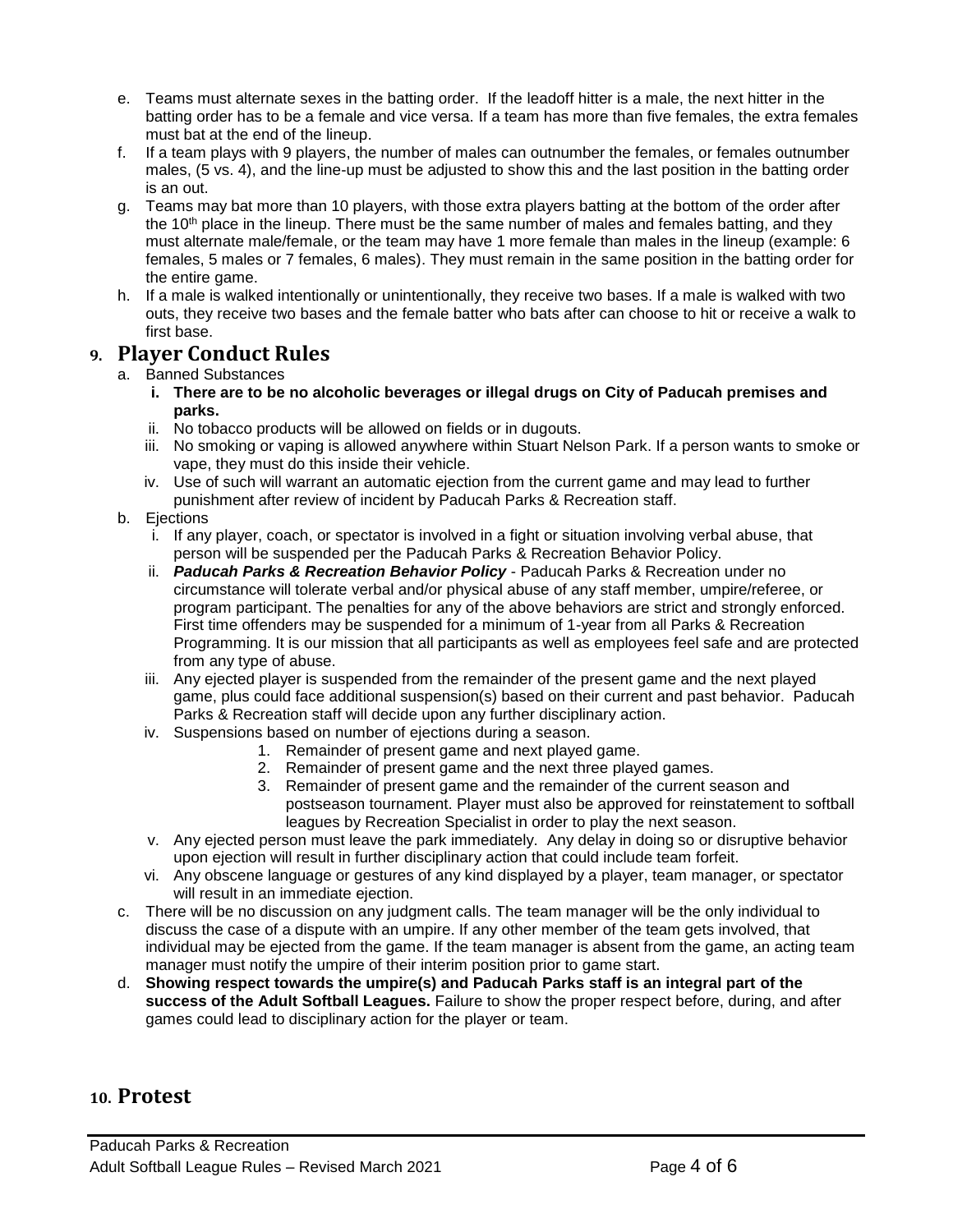e. Teams must alternate sexes in the batting order. If the leadoff hitter is a male, the next hitter in the batting order has to be a female and vice versa. If a team has more than five females, the extra females must bat at the end of the lineup.
f. If a team plays with 9 players, the number of males can outnumber the females, or females outnumber males, (5 vs. 4), and the line-up must be adjusted to show this and the last position in the batting order is an out.
g. Teams may bat more than 10 players, with those extra players batting at the bottom of the order after the 10th place in the lineup. There must be the same number of males and females batting, and they must alternate male/female, or the team may have 1 more female than males in the lineup (example: 6 females, 5 males or 7 females, 6 males). They must remain in the same position in the batting order for the entire game.
h. If a male is walked intentionally or unintentionally, they receive two bases. If a male is walked with two outs, they receive two bases and the female batter who bats after can choose to hit or receive a walk to first base.

## 9. Player Conduct Rules

a. Banned Substances
   i. **There are to be no alcoholic beverages or illegal drugs on City of Paducah premises and parks.**
   ii. No tobacco products will be allowed on fields or in dugouts.
   iii. No smoking or vaping is allowed anywhere within Stuart Nelson Park. If a person wants to smoke or vape, they must do this inside their vehicle.
   iv. Use of such will warrant an automatic ejection from the current game and may lead to further punishment after review of incident by Paducah Parks & Recreation staff.
b. Ejections
   i. If any player, coach, or spectator is involved in a fight or situation involving verbal abuse, that person will be suspended per the Paducah Parks & Recreation Behavior Policy.
   ii. ***Paducah Parks & Recreation Behavior Policy*** - Paducah Parks & Recreation under no circumstance will tolerate verbal and/or physical abuse of any staff member, umpire/referee, or program participant. The penalties for any of the above behaviors are strict and strongly enforced. First time offenders may be suspended for a minimum of 1-year from all Parks & Recreation Programming. It is our mission that all participants as well as employees feel safe and are protected from any type of abuse.
   iii. Any ejected player is suspended from the remainder of the present game and the next played game, plus could face additional suspension(s) based on their current and past behavior. Paducah Parks & Recreation staff will decide upon any further disciplinary action.
   iv. Suspensions based on number of ejections during a season.
      1. Remainder of present game and next played game.
      2. Remainder of present game and the next three played games.
      3. Remainder of present game and the remainder of the current season and postseason tournament. Player must also be approved for reinstatement to softball leagues by Recreation Specialist in order to play the next season.
   v. Any ejected person must leave the park immediately. Any delay in doing so or disruptive behavior upon ejection will result in further disciplinary action that could include team forfeit.
   vi. Any obscene language or gestures of any kind displayed by a player, team manager, or spectator will result in an immediate ejection.
c. There will be no discussion on any judgment calls. The team manager will be the only individual to discuss the case of a dispute with an umpire. If any other member of the team gets involved, that individual may be ejected from the game. If the team manager is absent from the game, an acting team manager must notify the umpire of their interim position prior to game start.
d. **Showing respect towards the umpire(s) and Paducah Parks staff is an integral part of the success of the Adult Softball Leagues.** Failure to show the proper respect before, during, and after games could lead to disciplinary action for the player or team.

## 10. Protest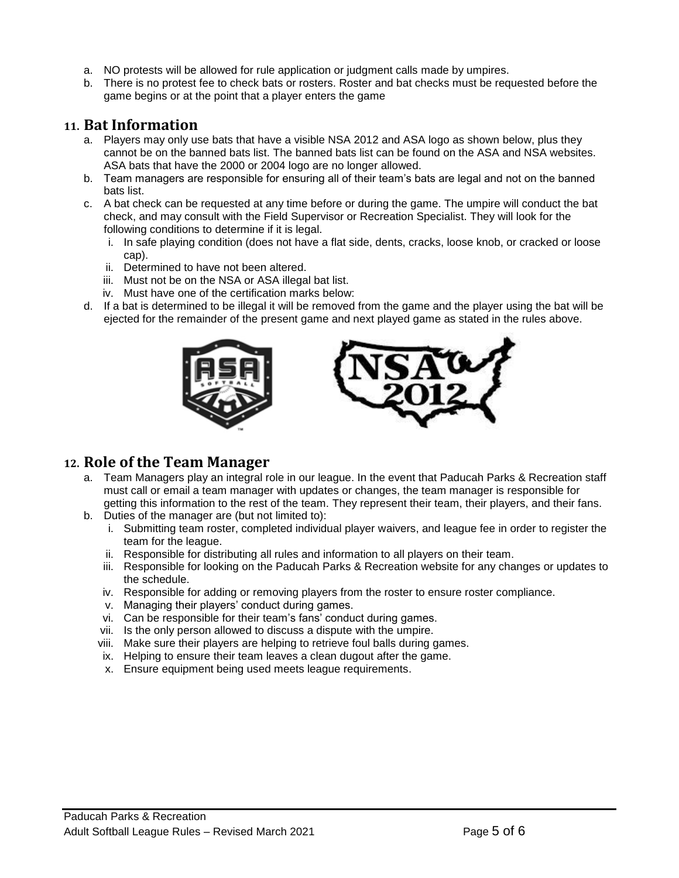a. NO protests will be allowed for rule application or judgment calls made by umpires.
b. There is no protest fee to check bats or rosters. Roster and bat checks must be requested before the game begins or at the point that a player enters the game

## 11. Bat Information

a. Players may only use bats that have a visible NSA 2012 and ASA logo as shown below, plus they cannot be on the banned bats list. The banned bats list can be found on the ASA and NSA websites. ASA bats that have the 2000 or 2004 logo are no longer allowed.
b. Team managers are responsible for ensuring all of their team's bats are legal and not on the banned bats list.
c. A bat check can be requested at any time before or during the game. The umpire will conduct the bat check, and may consult with the Field Supervisor or Recreation Specialist. They will look for the following conditions to determine if it is legal.
   i. In safe playing condition (does not have a flat side, dents, cracks, loose knob, or cracked or loose cap).
   ii. Determined to have not been altered.
   iii. Must not be on the NSA or ASA illegal bat list.
   iv. Must have one of the certification marks below:
d. If a bat is determined to be illegal it will be removed from the game and the player using the bat will be ejected for the remainder of the present game and next played game as stated in the rules above.

## 12. Role of the Team Manager

a. Team Managers play an integral role in our league. In the event that Paducah Parks & Recreation staff must call or email a team manager with updates or changes, the team manager is responsible for getting this information to the rest of the team. They represent their team, their players, and their fans.
b. Duties of the manager are (but not limited to):
   i. Submitting team roster, completed individual player waivers, and league fee in order to register the team for the league.
   ii. Responsible for distributing all rules and information to all players on their team.
   iii. Responsible for looking on the Paducah Parks & Recreation website for any changes or updates to the schedule.
   iv. Responsible for adding or removing players from the roster to ensure roster compliance.
   v. Managing their players' conduct during games.
   vi. Can be responsible for their team's fans' conduct during games.
   vii. Is the only person allowed to discuss a dispute with the umpire.
   viii. Make sure their players are helping to retrieve foul balls during games.
   ix. Helping to ensure their team leaves a clean dugout after the game.
   x. Ensure equipment being used meets league requirements.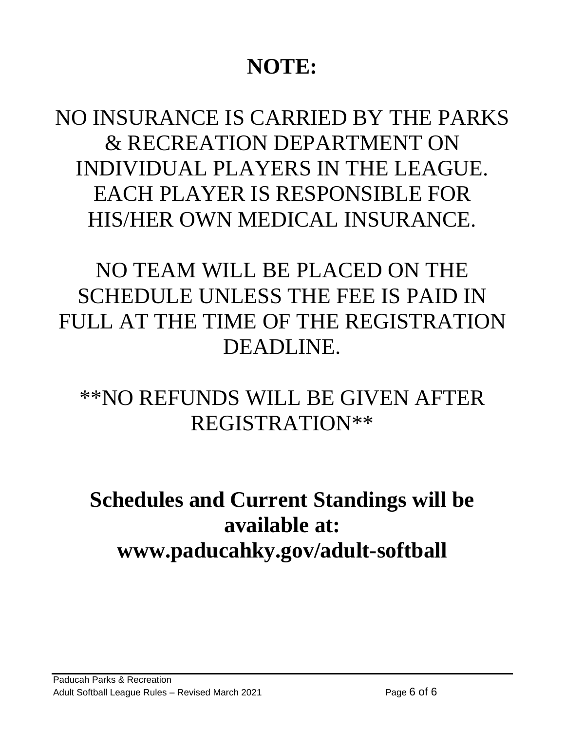# NOTE:

NO INSURANCE IS CARRIED BY THE PARKS & RECREATION DEPARTMENT ON INDIVIDUAL PLAYERS IN THE LEAGUE. EACH PLAYER IS RESPONSIBLE FOR HIS/HER OWN MEDICAL INSURANCE.

NO TEAM WILL BE PLACED ON THE SCHEDULE UNLESS THE FEE IS PAID IN FULL AT THE TIME OF THE REGISTRATION DEADLINE.

**NO REFUNDS WILL BE GIVEN AFTER REGISTRATION**

**Schedules and Current Standings will be available at: www.paducahky.gov/adult-softball**